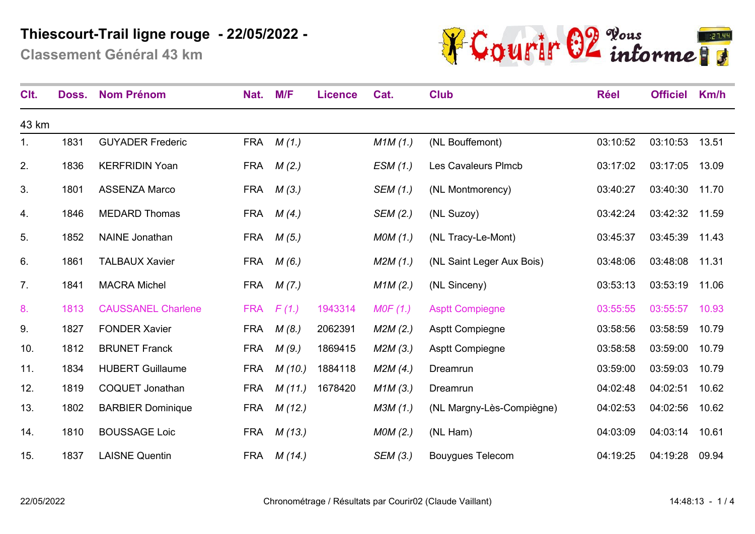# Thiescourt-Trail ligne rouge - 22/05/2022 -

## Classement Général 43 km

| Clt. | Doss. | Nom Prénom | Nat. | M/F | Licence | Cat. | Club | Réel | Officiel | Km/h |
|---|---|---|---|---|---|---|---|---|---|---|
| 43 km | | | | | | | | | | |
| 1. | 1831 | GUYADER Frederic | FRA | *M (1.)* | | *M1M (1.)* | (NL Bouffemont) | 03:10:52 | 03:10:53 | 13.51 |
| 2. | 1836 | KERFRIDIN Yoan | FRA | *M (2.)* | | *ESM (1.)* | Les Cavaleurs Plmcb | 03:17:02 | 03:17:05 | 13.09 |
| 3. | 1801 | ASSENZA Marco | FRA | *M (3.)* | | *SEM (1.)* | (NL Montmorency) | 03:40:27 | 03:40:30 | 11.70 |
| 4. | 1846 | MEDARD Thomas | FRA | *M (4.)* | | *SEM (2.)* | (NL Suzoy) | 03:42:24 | 03:42:32 | 11.59 |
| 5. | 1852 | NAINE Jonathan | FRA | *M (5.)* | | *M0M (1.)* | (NL Tracy-Le-Mont) | 03:45:37 | 03:45:39 | 11.43 |
| 6. | 1861 | TALBAUX Xavier | FRA | *M (6.)* | | *M2M (1.)* | (NL Saint Leger Aux Bois) | 03:48:06 | 03:48:08 | 11.31 |
| 7. | 1841 | MACRA Michel | FRA | *M (7.)* | | *M1M (2.)* | (NL Sinceny) | 03:53:13 | 03:53:19 | 11.06 |
| 8. | 1813 | CAUSSANEL Charlene | FRA | *F (1.)* | 1943314 | *M0F (1.)* | Asptt Compiegne | 03:55:55 | 03:55:57 | 10.93 |
| 9. | 1827 | FONDER Xavier | FRA | *M (8.)* | 2062391 | *M2M (2.)* | Asptt Compiegne | 03:58:56 | 03:58:59 | 10.79 |
| 10. | 1812 | BRUNET Franck | FRA | *M (9.)* | 1869415 | *M2M (3.)* | Asptt Compiegne | 03:58:58 | 03:59:00 | 10.79 |
| 11. | 1834 | HUBERT Guillaume | FRA | *M (10.)* | 1884118 | *M2M (4.)* | Dreamrun | 03:59:00 | 03:59:03 | 10.79 |
| 12. | 1819 | COQUET Jonathan | FRA | *M (11.)* | 1678420 | *M1M (3.)* | Dreamrun | 04:02:48 | 04:02:51 | 10.62 |
| 13. | 1802 | BARBIER Dominique | FRA | *M (12.)* | | *M3M (1.)* | (NL Margny-Lès-Compiègne) | 04:02:53 | 04:02:56 | 10.62 |
| 14. | 1810 | BOUSSAGE Loic | FRA | *M (13.)* | | *M0M (2.)* | (NL Ham) | 04:03:09 | 04:03:14 | 10.61 |
| 15. | 1837 | LAISNE Quentin | FRA | *M (14.)* | | *SEM (3.)* | Bouygues Telecom | 04:19:25 | 04:19:28 | 09.94 |

22/05/2022 — Chronométrage / Résultats par Courir02 (Claude Vaillant) — 14:48:13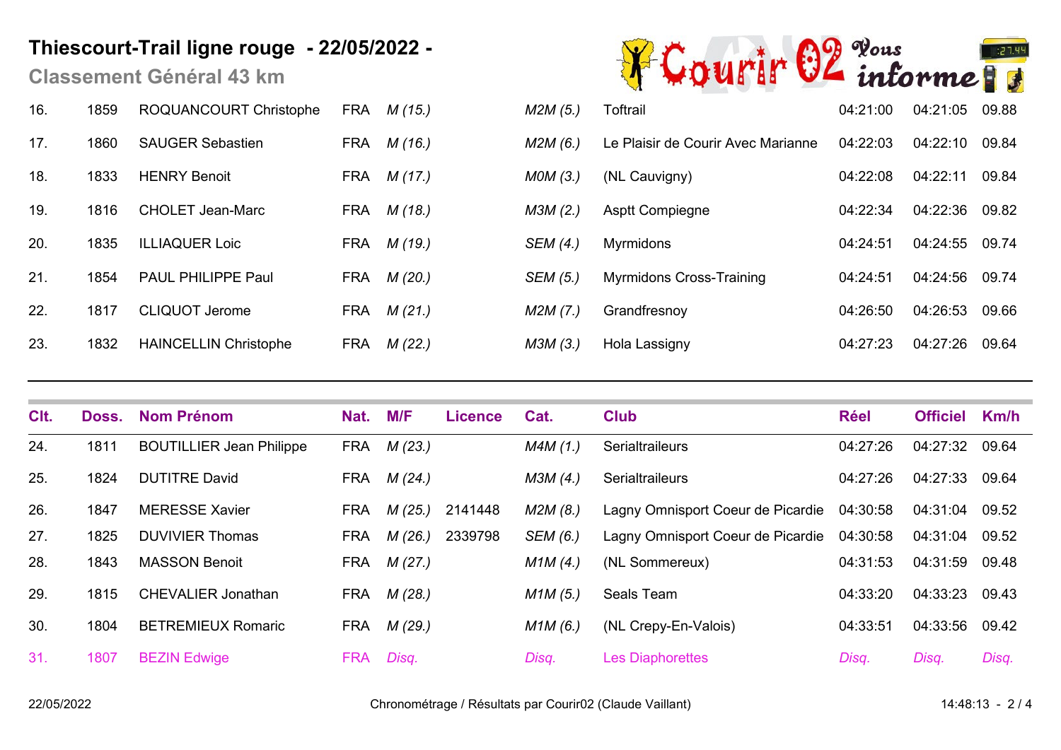# Thiescourt-Trail ligne rouge - 22/05/2022 -

## Classement Général 43 km

| Clt. | Doss. | Nom Prénom | Nat. | M/F | Licence | Cat. | Club | Réel | Officiel | Km/h |
|---|---|---|---|---|---|---|---|---|---|---|
| 16. | 1859 | ROQUANCOURT Christophe | FRA | *M (15.)* | | *M2M (5.)* | Toftrail | 04:21:00 | 04:21:05 | 09.88 |
| 17. | 1860 | SAUGER Sebastien | FRA | *M (16.)* | | *M2M (6.)* | Le Plaisir de Courir Avec Marianne | 04:22:03 | 04:22:10 | 09.84 |
| 18. | 1833 | HENRY Benoit | FRA | *M (17.)* | | *M0M (3.)* | (NL Cauvigny) | 04:22:08 | 04:22:11 | 09.84 |
| 19. | 1816 | CHOLET Jean-Marc | FRA | *M (18.)* | | *M3M (2.)* | Asptt Compiegne | 04:22:34 | 04:22:36 | 09.82 |
| 20. | 1835 | ILLIAQUER Loic | FRA | *M (19.)* | | *SEM (4.)* | Myrmidons | 04:24:51 | 04:24:55 | 09.74 |
| 21. | 1854 | PAUL PHILIPPE Paul | FRA | *M (20.)* | | *SEM (5.)* | Myrmidons Cross-Training | 04:24:51 | 04:24:56 | 09.74 |
| 22. | 1817 | CLIQUOT Jerome | FRA | *M (21.)* | | *M2M (7.)* | Grandfresnoy | 04:26:50 | 04:26:53 | 09.66 |
| 23. | 1832 | HAINCELLIN Christophe | FRA | *M (22.)* | | *M3M (3.)* | Hola Lassigny | 04:27:23 | 04:27:26 | 09.64 |
| 24. | 1811 | BOUTILLIER Jean Philippe | FRA | *M (23.)* | | *M4M (1.)* | Serialtraileurs | 04:27:26 | 04:27:32 | 09.64 |
| 25. | 1824 | DUTITRE David | FRA | *M (24.)* | | *M3M (4.)* | Serialtraileurs | 04:27:26 | 04:27:33 | 09.64 |
| 26. | 1847 | MERESSE Xavier | FRA | *M (25.)* | 2141448 | *M2M (8.)* | Lagny Omnisport Coeur de Picardie | 04:30:58 | 04:31:04 | 09.52 |
| 27. | 1825 | DUVIVIER Thomas | FRA | *M (26.)* | 2339798 | *SEM (6.)* | Lagny Omnisport Coeur de Picardie | 04:30:58 | 04:31:04 | 09.52 |
| 28. | 1843 | MASSON Benoit | FRA | *M (27.)* | | *M1M (4.)* | (NL Sommereux) | 04:31:53 | 04:31:59 | 09.48 |
| 29. | 1815 | CHEVALIER Jonathan | FRA | *M (28.)* | | *M1M (5.)* | Seals Team | 04:33:20 | 04:33:23 | 09.43 |
| 30. | 1804 | BETREMIEUX Romaric | FRA | *M (29.)* | | *M1M (6.)* | (NL Crepy-En-Valois) | 04:33:51 | 04:33:56 | 09.42 |
| 31. | 1807 | BEZIN Edwige | FRA | *Disq.* | | *Disq.* | Les Diaphorettes | *Disq.* | *Disq.* | *Disq.* |

Chronométrage / Résultats par Courir02 (Claude Vaillant)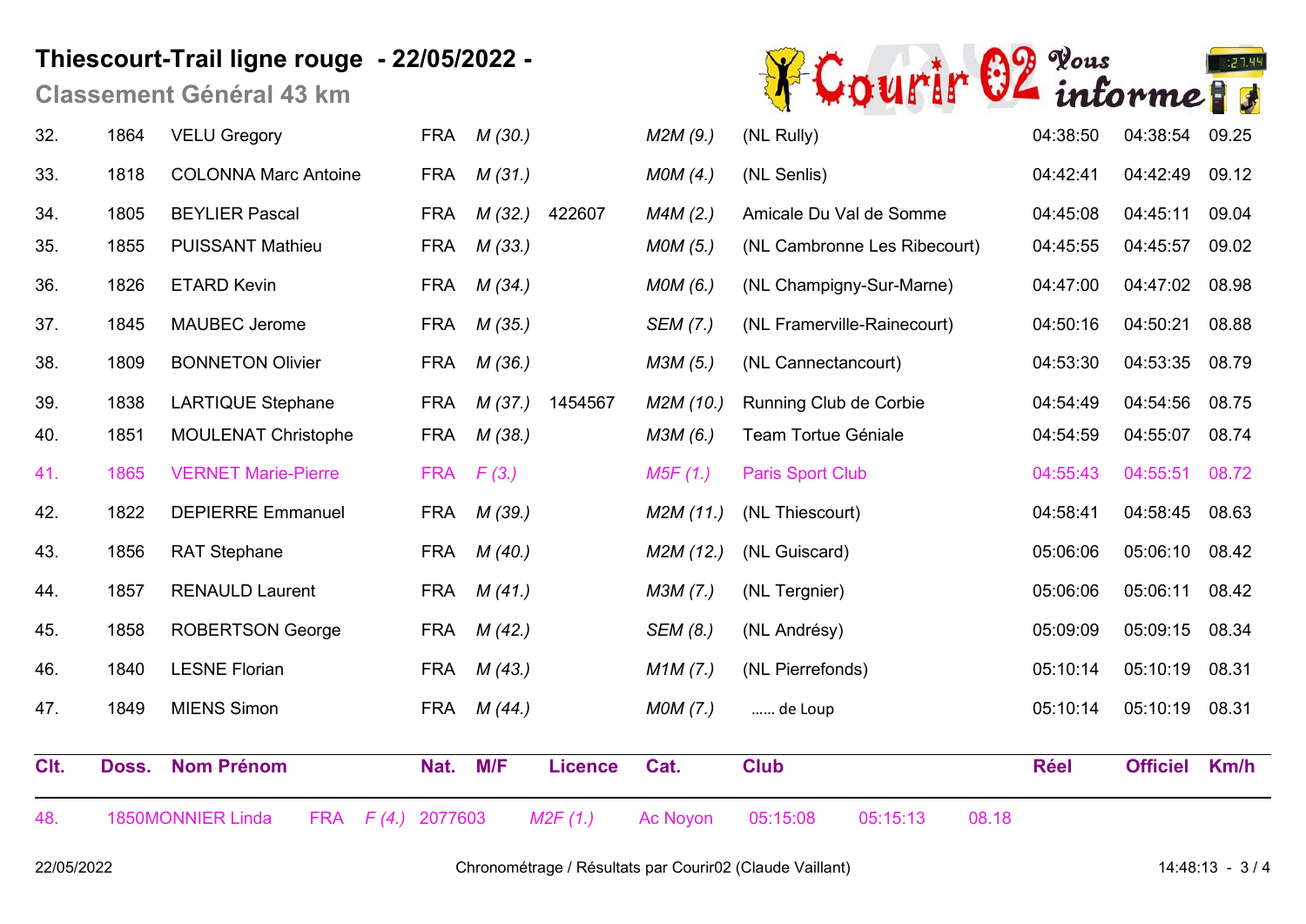# Thiescourt-Trail ligne rouge - 22/05/2022 -

## Classement Général 43 km

| Clt. | Doss. | Nom Prénom | Nat. | M/F | Licence | Cat. | Club | Réel | Officiel | Km/h |
|---|---|---|---|---|---|---|---|---|---|---|
| 32. | 1864 | VELU Gregory | FRA | *M (30.)* | | *M2M (9.)* | (NL Rully) | 04:38:50 | 04:38:54 | 09.25 |
| 33. | 1818 | COLONNA Marc Antoine | FRA | *M (31.)* | | *M0M (4.)* | (NL Senlis) | 04:42:41 | 04:42:49 | 09.12 |
| 34. | 1805 | BEYLIER Pascal | FRA | *M (32.)* | 422607 | *M4M (2.)* | Amicale Du Val de Somme | 04:45:08 | 04:45:11 | 09.04 |
| 35. | 1855 | PUISSANT Mathieu | FRA | *M (33.)* | | *M0M (5.)* | (NL Cambronne Les Ribecourt) | 04:45:55 | 04:45:57 | 09.02 |
| 36. | 1826 | ETARD Kevin | FRA | *M (34.)* | | *M0M (6.)* | (NL Champigny-Sur-Marne) | 04:47:00 | 04:47:02 | 08.98 |
| 37. | 1845 | MAUBEC Jerome | FRA | *M (35.)* | | *SEM (7.)* | (NL Framerville-Rainecourt) | 04:50:16 | 04:50:21 | 08.88 |
| 38. | 1809 | BONNETON Olivier | FRA | *M (36.)* | | *M3M (5.)* | (NL Cannectancourt) | 04:53:30 | 04:53:35 | 08.79 |
| 39. | 1838 | LARTIQUE Stephane | FRA | *M (37.)* | 1454567 | *M2M (10.)* | Running Club de Corbie | 04:54:49 | 04:54:56 | 08.75 |
| 40. | 1851 | MOULENAT Christophe | FRA | *M (38.)* | | *M3M (6.)* | Team Tortue Géniale | 04:54:59 | 04:55:07 | 08.74 |
| 41. | 1865 | VERNET Marie-Pierre | FRA | *F (3.)* | | *M5F (1.)* | Paris Sport Club | 04:55:43 | 04:55:51 | 08.72 |
| 42. | 1822 | DEPIERRE Emmanuel | FRA | *M (39.)* | | *M2M (11.)* | (NL Thiescourt) | 04:58:41 | 04:58:45 | 08.63 |
| 43. | 1856 | RAT Stephane | FRA | *M (40.)* | | *M2M (12.)* | (NL Guiscard) | 05:06:06 | 05:06:10 | 08.42 |
| 44. | 1857 | RENAULD Laurent | FRA | *M (41.)* | | *M3M (7.)* | (NL Tergnier) | 05:06:06 | 05:06:11 | 08.42 |
| 45. | 1858 | ROBERTSON George | FRA | *M (42.)* | | *SEM (8.)* | (NL Andrésy) | 05:09:09 | 05:09:15 | 08.34 |
| 46. | 1840 | LESNE Florian | FRA | *M (43.)* | | *M1M (7.)* | (NL Pierrefonds) | 05:10:14 | 05:10:19 | 08.31 |
| 47. | 1849 | MIENS Simon | FRA | *M (44.)* | | *M0M (7.)* | ...... de Loup | 05:10:14 | 05:10:19 | 08.31 |
| 48. | 1850 | MONNIER Linda | FRA | *F (4.)* | 2077603 | *M2F (1.)* | Ac Noyon | 05:15:08 | 05:15:13 | 08.18 |

Chronométrage / Résultats par Courir02 (Claude Vaillant)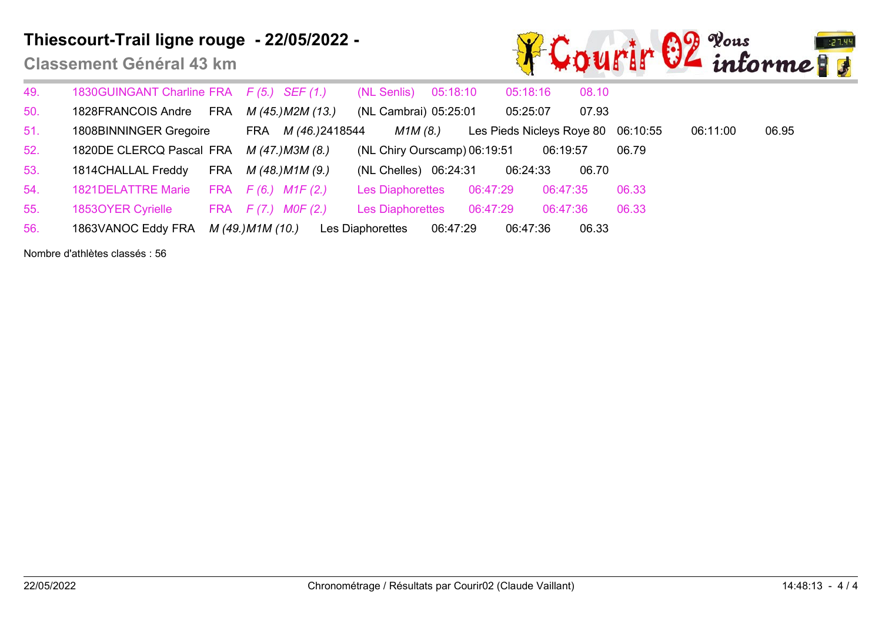# Thiescourt-Trail ligne rouge - 22/05/2022 -

## Classement Général 43 km

| | | | | | | | | | |
|---|---|---|---|---|---|---|---|---|---|
| 49. | 1830 | GUINGANT Charline | FRA | *F (5.)* | *SEF (1.)* | (NL Senlis) | 05:18:10 | 05:18:16 | 08.10 |
| 50. | 1828 | FRANCOIS Andre | FRA | *M (45.)* | *M2M (13.)* | (NL Cambrai) | 05:25:01 | 05:25:07 | 07.93 |
| 51. | 1808 | BINNINGER Gregoire | FRA | *M (46.)*2418544 | *M1M (8.)* | Les Pieds Nicleys Roye 80 | 06:10:55 | 06:11:00 | 06.95 |
| 52. | 1820 | DE CLERCQ Pascal | FRA | *M (47.)* | *M3M (8.)* | (NL Chiry Ourscamp) | 06:19:51 | 06:19:57 | 06.79 |
| 53. | 1814 | CHALLAL Freddy | FRA | *M (48.)* | *M1M (9.)* | (NL Chelles) | 06:24:31 | 06:24:33 | 06.70 |
| 54. | 1821 | DELATTRE Marie | FRA | *F (6.)* | *M1F (2.)* | Les Diaphorettes | 06:47:29 | 06:47:35 | 06.33 |
| 55. | 1853 | OYER Cyrielle | FRA | *F (7.)* | *M0F (2.)* | Les Diaphorettes | 06:47:29 | 06:47:36 | 06.33 |
| 56. | 1863 | VANOC Eddy | FRA | *M (49.)* | *M1M (10.)* | Les Diaphorettes | 06:47:29 | 06:47:36 | 06.33 |

Nombre d'athlètes classés : 56

22/05/2022 Chronométrage / Résultats par Courir02 (Claude Vaillant) 14:48:13